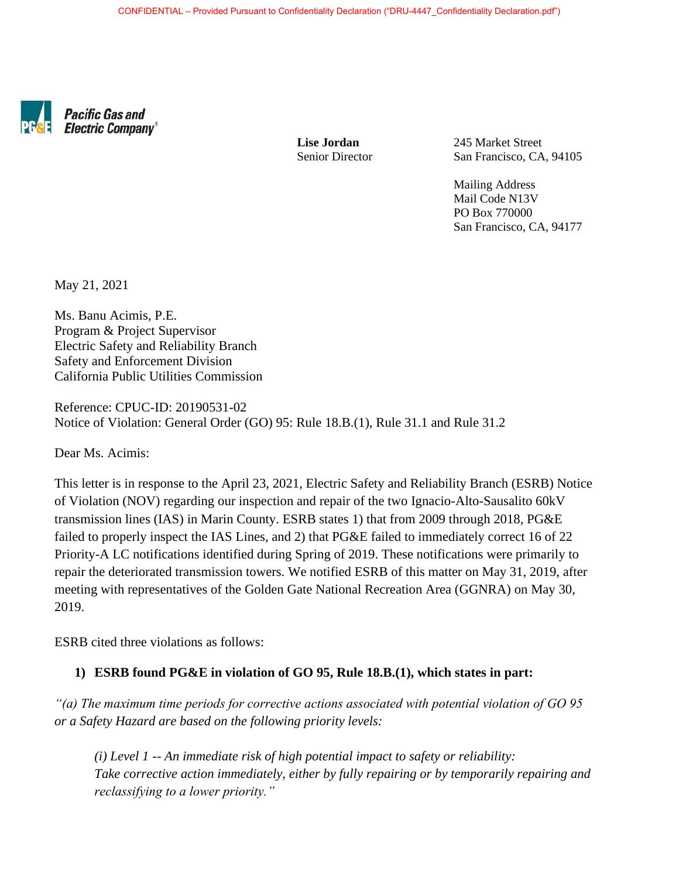CONFIDENTIAL – Provided Pursuant to Confidentiality Declaration ("DRU-4447_Confidentiality Declaration.pdf")

**Pacific Gas and Electric Company**

**Lise Jordan**
Senior Director

245 Market Street
San Francisco, CA, 94105

Mailing Address
Mail Code N13V
PO Box 770000
San Francisco, CA, 94177

May 21, 2021

Ms. Banu Acimis, P.E.
Program & Project Supervisor
Electric Safety and Reliability Branch
Safety and Enforcement Division
California Public Utilities Commission

Reference: CPUC-ID: 20190531-02
Notice of Violation: General Order (GO) 95: Rule 18.B.(1), Rule 31.1 and Rule 31.2

Dear Ms. Acimis:

This letter is in response to the April 23, 2021, Electric Safety and Reliability Branch (ESRB) Notice of Violation (NOV) regarding our inspection and repair of the two Ignacio-Alto-Sausalito 60kV transmission lines (IAS) in Marin County. ESRB states 1) that from 2009 through 2018, PG&E failed to properly inspect the IAS Lines, and 2) that PG&E failed to immediately correct 16 of 22 Priority-A LC notifications identified during Spring of 2019. These notifications were primarily to repair the deteriorated transmission towers. We notified ESRB of this matter on May 31, 2019, after meeting with representatives of the Golden Gate National Recreation Area (GGNRA) on May 30, 2019.

ESRB cited three violations as follows:

1) **ESRB found PG&E in violation of GO 95, Rule 18.B.(1), which states in part:**

*"(a) The maximum time periods for corrective actions associated with potential violation of GO 95 or a Safety Hazard are based on the following priority levels:*

> *(i) Level 1 -- An immediate risk of high potential impact to safety or reliability: Take corrective action immediately, either by fully repairing or by temporarily repairing and reclassifying to a lower priority."*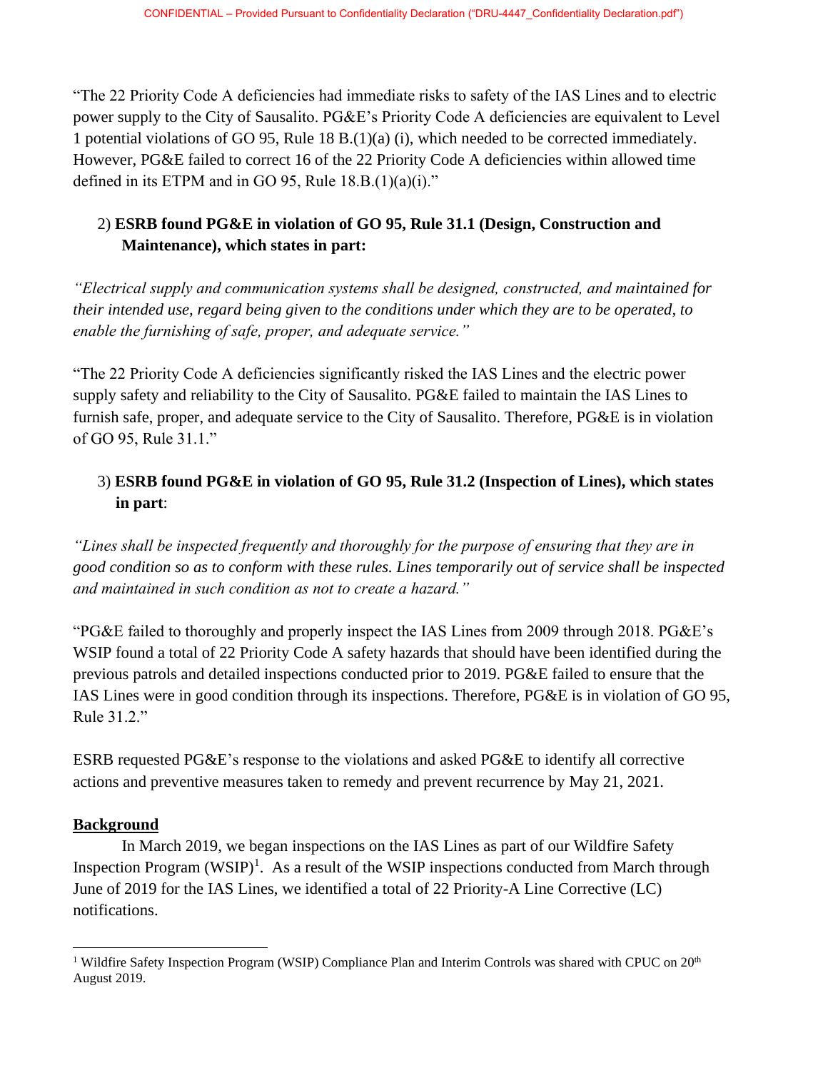"The 22 Priority Code A deficiencies had immediate risks to safety of the IAS Lines and to electric power supply to the City of Sausalito. PG&E's Priority Code A deficiencies are equivalent to Level 1 potential violations of GO 95, Rule 18 B.(1)(a) (i), which needed to be corrected immediately. However, PG&E failed to correct 16 of the 22 Priority Code A deficiencies within allowed time defined in its ETPM and in GO 95, Rule 18.B.(1)(a)(i)."

2) **ESRB found PG&E in violation of GO 95, Rule 31.1 (Design, Construction and Maintenance), which states in part:**

*"Electrical supply and communication systems shall be designed, constructed, and maintained for their intended use, regard being given to the conditions under which they are to be operated, to enable the furnishing of safe, proper, and adequate service."*

"The 22 Priority Code A deficiencies significantly risked the IAS Lines and the electric power supply safety and reliability to the City of Sausalito. PG&E failed to maintain the IAS Lines to furnish safe, proper, and adequate service to the City of Sausalito. Therefore, PG&E is in violation of GO 95, Rule 31.1."

3) **ESRB found PG&E in violation of GO 95, Rule 31.2 (Inspection of Lines), which states in part**:

*"Lines shall be inspected frequently and thoroughly for the purpose of ensuring that they are in good condition so as to conform with these rules. Lines temporarily out of service shall be inspected and maintained in such condition as not to create a hazard."*

"PG&E failed to thoroughly and properly inspect the IAS Lines from 2009 through 2018. PG&E's WSIP found a total of 22 Priority Code A safety hazards that should have been identified during the previous patrols and detailed inspections conducted prior to 2019. PG&E failed to ensure that the IAS Lines were in good condition through its inspections. Therefore, PG&E is in violation of GO 95, Rule 31.2."

ESRB requested PG&E's response to the violations and asked PG&E to identify all corrective actions and preventive measures taken to remedy and prevent recurrence by May 21, 2021.

**Background**

In March 2019, we began inspections on the IAS Lines as part of our Wildfire Safety Inspection Program (WSIP)[1]. As a result of the WSIP inspections conducted from March through June of 2019 for the IAS Lines, we identified a total of 22 Priority-A Line Corrective (LC) notifications.

[1] Wildfire Safety Inspection Program (WSIP) Compliance Plan and Interim Controls was shared with CPUC on 20th August 2019.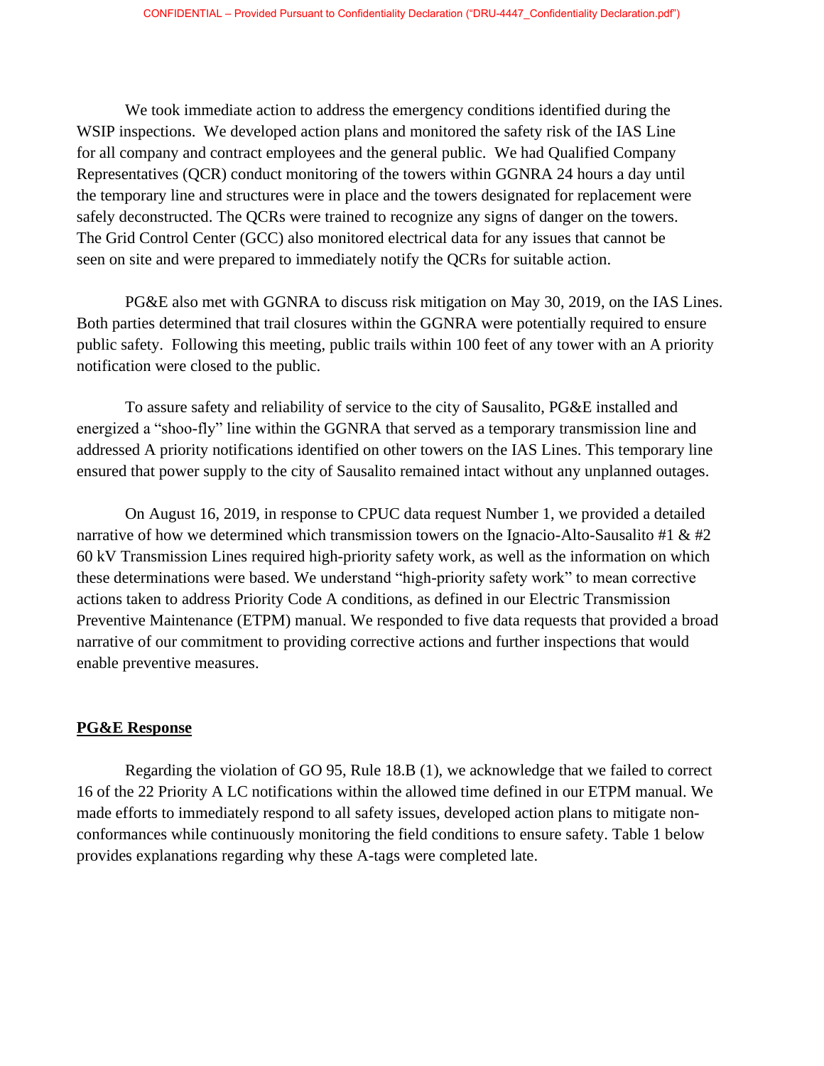We took immediate action to address the emergency conditions identified during the WSIP inspections. We developed action plans and monitored the safety risk of the IAS Line for all company and contract employees and the general public. We had Qualified Company Representatives (QCR) conduct monitoring of the towers within GGNRA 24 hours a day until the temporary line and structures were in place and the towers designated for replacement were safely deconstructed. The QCRs were trained to recognize any signs of danger on the towers. The Grid Control Center (GCC) also monitored electrical data for any issues that cannot be seen on site and were prepared to immediately notify the QCRs for suitable action.

PG&E also met with GGNRA to discuss risk mitigation on May 30, 2019, on the IAS Lines. Both parties determined that trail closures within the GGNRA were potentially required to ensure public safety. Following this meeting, public trails within 100 feet of any tower with an A priority notification were closed to the public.

To assure safety and reliability of service to the city of Sausalito, PG&E installed and energized a "shoo-fly" line within the GGNRA that served as a temporary transmission line and addressed A priority notifications identified on other towers on the IAS Lines. This temporary line ensured that power supply to the city of Sausalito remained intact without any unplanned outages.

On August 16, 2019, in response to CPUC data request Number 1, we provided a detailed narrative of how we determined which transmission towers on the Ignacio-Alto-Sausalito #1 & #2 60 kV Transmission Lines required high-priority safety work, as well as the information on which these determinations were based. We understand "high-priority safety work" to mean corrective actions taken to address Priority Code A conditions, as defined in our Electric Transmission Preventive Maintenance (ETPM) manual. We responded to five data requests that provided a broad narrative of our commitment to providing corrective actions and further inspections that would enable preventive measures.

**PG&E Response**

Regarding the violation of GO 95, Rule 18.B (1), we acknowledge that we failed to correct 16 of the 22 Priority A LC notifications within the allowed time defined in our ETPM manual. We made efforts to immediately respond to all safety issues, developed action plans to mitigate non-conformances while continuously monitoring the field conditions to ensure safety. Table 1 below provides explanations regarding why these A-tags were completed late.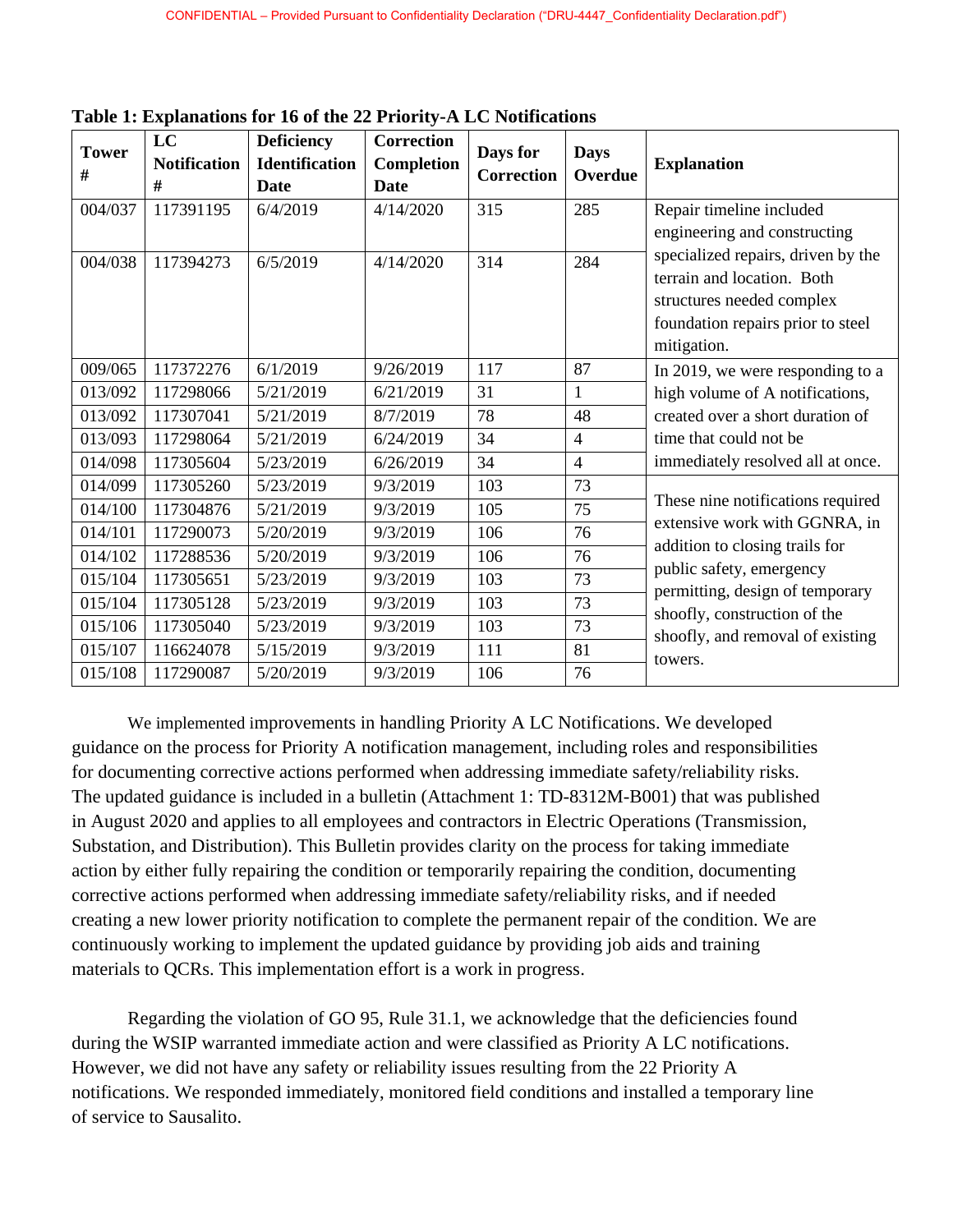**Table 1: Explanations for 16 of the 22 Priority-A LC Notifications**

| Tower # | LC Notification # | Deficiency Identification Date | Correction Completion Date | Days for Correction | Days Overdue | Explanation |
|---|---|---|---|---|---|---|
| 004/037 | 117391195 | 6/4/2019 | 4/14/2020 | 315 | 285 | Repair timeline included engineering and constructing specialized repairs, driven by the terrain and location. Both structures needed complex foundation repairs prior to steel mitigation. |
| 004/038 | 117394273 | 6/5/2019 | 4/14/2020 | 314 | 284 | |
| 009/065 | 117372276 | 6/1/2019 | 9/26/2019 | 117 | 87 | In 2019, we were responding to a high volume of A notifications, created over a short duration of time that could not be immediately resolved all at once. |
| 013/092 | 117298066 | 5/21/2019 | 6/21/2019 | 31 | 1 | |
| 013/092 | 117307041 | 5/21/2019 | 8/7/2019 | 78 | 48 | |
| 013/093 | 117298064 | 5/21/2019 | 6/24/2019 | 34 | 4 | |
| 014/098 | 117305604 | 5/23/2019 | 6/26/2019 | 34 | 4 | |
| 014/099 | 117305260 | 5/23/2019 | 9/3/2019 | 103 | 73 | These nine notifications required extensive work with GGNRA, in addition to closing trails for public safety, emergency permitting, design of temporary shoofly, construction of the shoofly, and removal of existing towers. |
| 014/100 | 117304876 | 5/21/2019 | 9/3/2019 | 105 | 75 | |
| 014/101 | 117290073 | 5/20/2019 | 9/3/2019 | 106 | 76 | |
| 014/102 | 117288536 | 5/20/2019 | 9/3/2019 | 106 | 76 | |
| 015/104 | 117305651 | 5/23/2019 | 9/3/2019 | 103 | 73 | |
| 015/104 | 117305128 | 5/23/2019 | 9/3/2019 | 103 | 73 | |
| 015/106 | 117305040 | 5/23/2019 | 9/3/2019 | 103 | 73 | |
| 015/107 | 116624078 | 5/15/2019 | 9/3/2019 | 111 | 81 | |
| 015/108 | 117290087 | 5/20/2019 | 9/3/2019 | 106 | 76 | |

We implemented improvements in handling Priority A LC Notifications. We developed guidance on the process for Priority A notification management, including roles and responsibilities for documenting corrective actions performed when addressing immediate safety/reliability risks. The updated guidance is included in a bulletin (Attachment 1: TD-8312M-B001) that was published in August 2020 and applies to all employees and contractors in Electric Operations (Transmission, Substation, and Distribution). This Bulletin provides clarity on the process for taking immediate action by either fully repairing the condition or temporarily repairing the condition, documenting corrective actions performed when addressing immediate safety/reliability risks, and if needed creating a new lower priority notification to complete the permanent repair of the condition. We are continuously working to implement the updated guidance by providing job aids and training materials to QCRs. This implementation effort is a work in progress.

Regarding the violation of GO 95, Rule 31.1, we acknowledge that the deficiencies found during the WSIP warranted immediate action and were classified as Priority A LC notifications. However, we did not have any safety or reliability issues resulting from the 22 Priority A notifications. We responded immediately, monitored field conditions and installed a temporary line of service to Sausalito.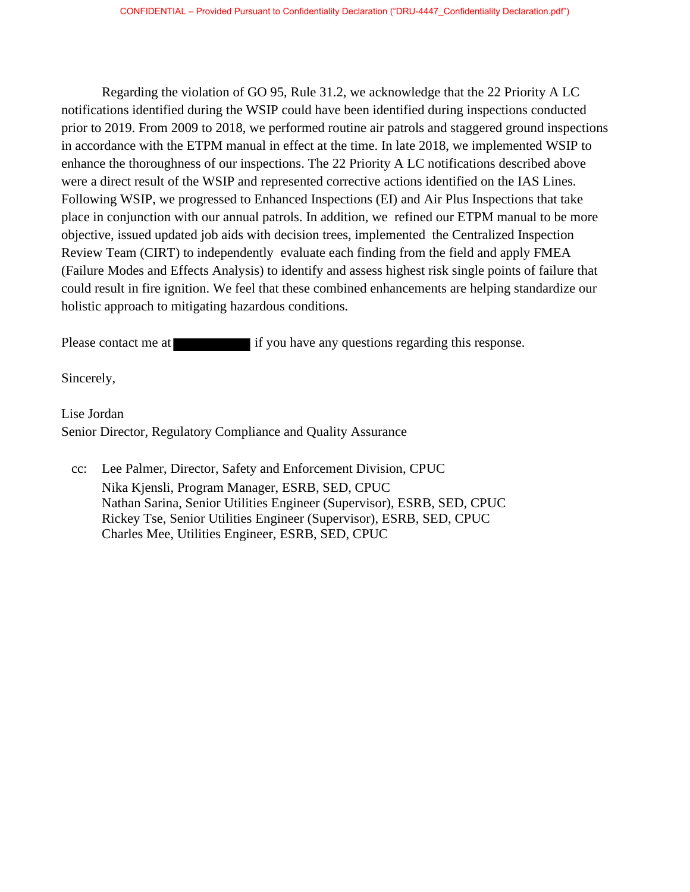Regarding the violation of GO 95, Rule 31.2, we acknowledge that the 22 Priority A LC notifications identified during the WSIP could have been identified during inspections conducted prior to 2019. From 2009 to 2018, we performed routine air patrols and staggered ground inspections in accordance with the ETPM manual in effect at the time. In late 2018, we implemented WSIP to enhance the thoroughness of our inspections. The 22 Priority A LC notifications described above were a direct result of the WSIP and represented corrective actions identified on the IAS Lines. Following WSIP, we progressed to Enhanced Inspections (EI) and Air Plus Inspections that take place in conjunction with our annual patrols. In addition, we refined our ETPM manual to be more objective, issued updated job aids with decision trees, implemented the Centralized Inspection Review Team (CIRT) to independently evaluate each finding from the field and apply FMEA (Failure Modes and Effects Analysis) to identify and assess highest risk single points of failure that could result in fire ignition. We feel that these combined enhancements are helping standardize our holistic approach to mitigating hazardous conditions.

Please contact me at [REDACTED] if you have any questions regarding this response.

Sincerely,

Lise Jordan
Senior Director, Regulatory Compliance and Quality Assurance

cc: Lee Palmer, Director, Safety and Enforcement Division, CPUC
Nika Kjensli, Program Manager, ESRB, SED, CPUC
Nathan Sarina, Senior Utilities Engineer (Supervisor), ESRB, SED, CPUC
Rickey Tse, Senior Utilities Engineer (Supervisor), ESRB, SED, CPUC
Charles Mee, Utilities Engineer, ESRB, SED, CPUC